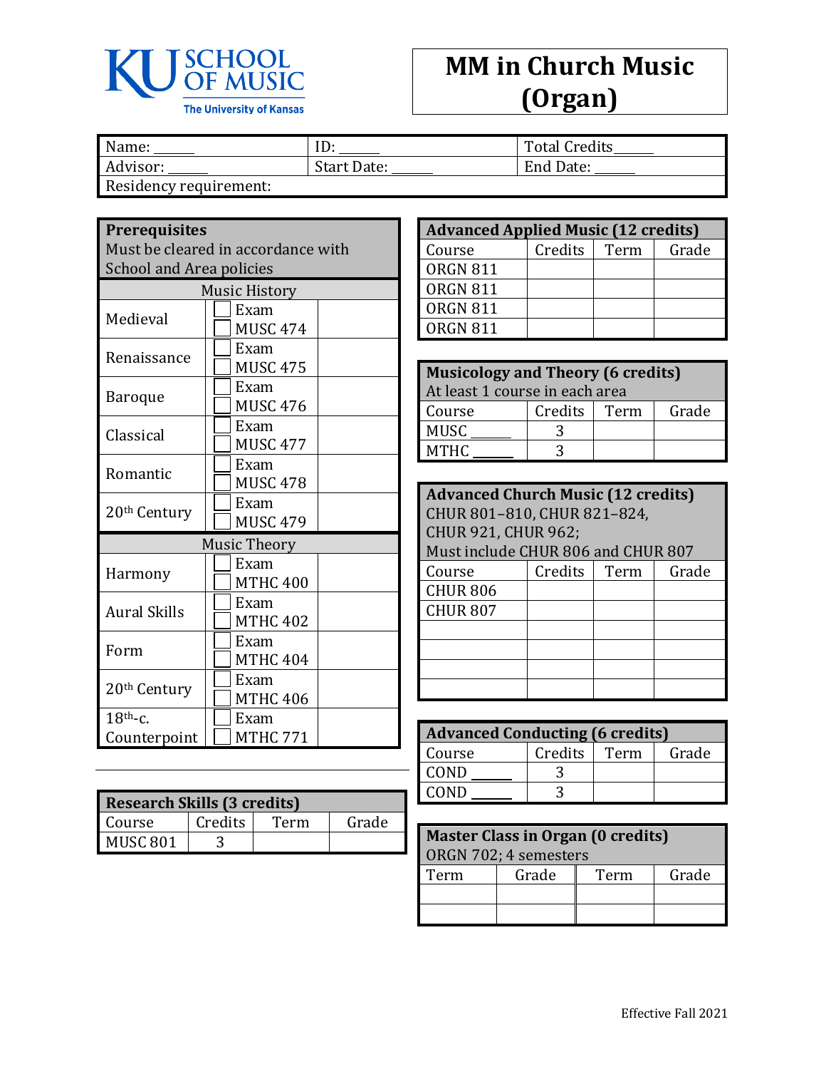KU SCHOOL OF MUSIC
The University of Kansas

# MM in Church Music (Organ)

| Name: ______ | ID: ______ | Total Credits______ |
|---|---|---|
| Advisor: ______ | Start Date: ______ | End Date: ______ |
| Residency requirement: | | |

| **Prerequisites** Must be cleared in accordance with School and Area policies | | |
|---|---|---|
| **Music History** | | |
| Medieval | ☐ Exam ☐ MUSC 474 | |
| Renaissance | ☐ Exam ☐ MUSC 475 | |
| Baroque | ☐ Exam ☐ MUSC 476 | |
| Classical | ☐ Exam ☐ MUSC 477 | |
| Romantic | ☐ Exam ☐ MUSC 478 | |
| 20th Century | ☐ Exam ☐ MUSC 479 | |
| **Music Theory** | | |
| Harmony | ☐ Exam ☐ MTHC 400 | |
| Aural Skills | ☐ Exam ☐ MTHC 402 | |
| Form | ☐ Exam ☐ MTHC 404 | |
| 20th Century | ☐ Exam ☐ MTHC 406 | |
| 18th-c. Counterpoint | ☐ Exam ☐ MTHC 771 | |

| **Research Skills (3 credits)** | | | |
|---|---|---|---|
| Course | Credits | Term | Grade |
| MUSC 801 | 3 | | |

| **Advanced Applied Music (12 credits)** | | | |
|---|---|---|---|
| Course | Credits | Term | Grade |
| ORGN 811 | | | |
| ORGN 811 | | | |
| ORGN 811 | | | |
| ORGN 811 | | | |

| **Musicology and Theory (6 credits)** At least 1 course in each area | | | |
|---|---|---|---|
| Course | Credits | Term | Grade |
| MUSC ______ | 3 | | |
| MTHC ______ | 3 | | |

| **Advanced Church Music (12 credits)** CHUR 801–810, CHUR 821–824, CHUR 921, CHUR 962; Must include CHUR 806 and CHUR 807 | | | |
|---|---|---|---|
| Course | Credits | Term | Grade |
| CHUR 806 | | | |
| CHUR 807 | | | |
| | | | |
| | | | |
| | | | |
| | | | |

| **Advanced Conducting (6 credits)** | | | |
|---|---|---|---|
| Course | Credits | Term | Grade |
| COND ______ | 3 | | |
| COND ______ | 3 | | |

| **Master Class in Organ (0 credits)** ORGN 702; 4 semesters | | | |
|---|---|---|---|
| Term | Grade | Term | Grade |
| | | | |
| | | | |

Effective Fall 2021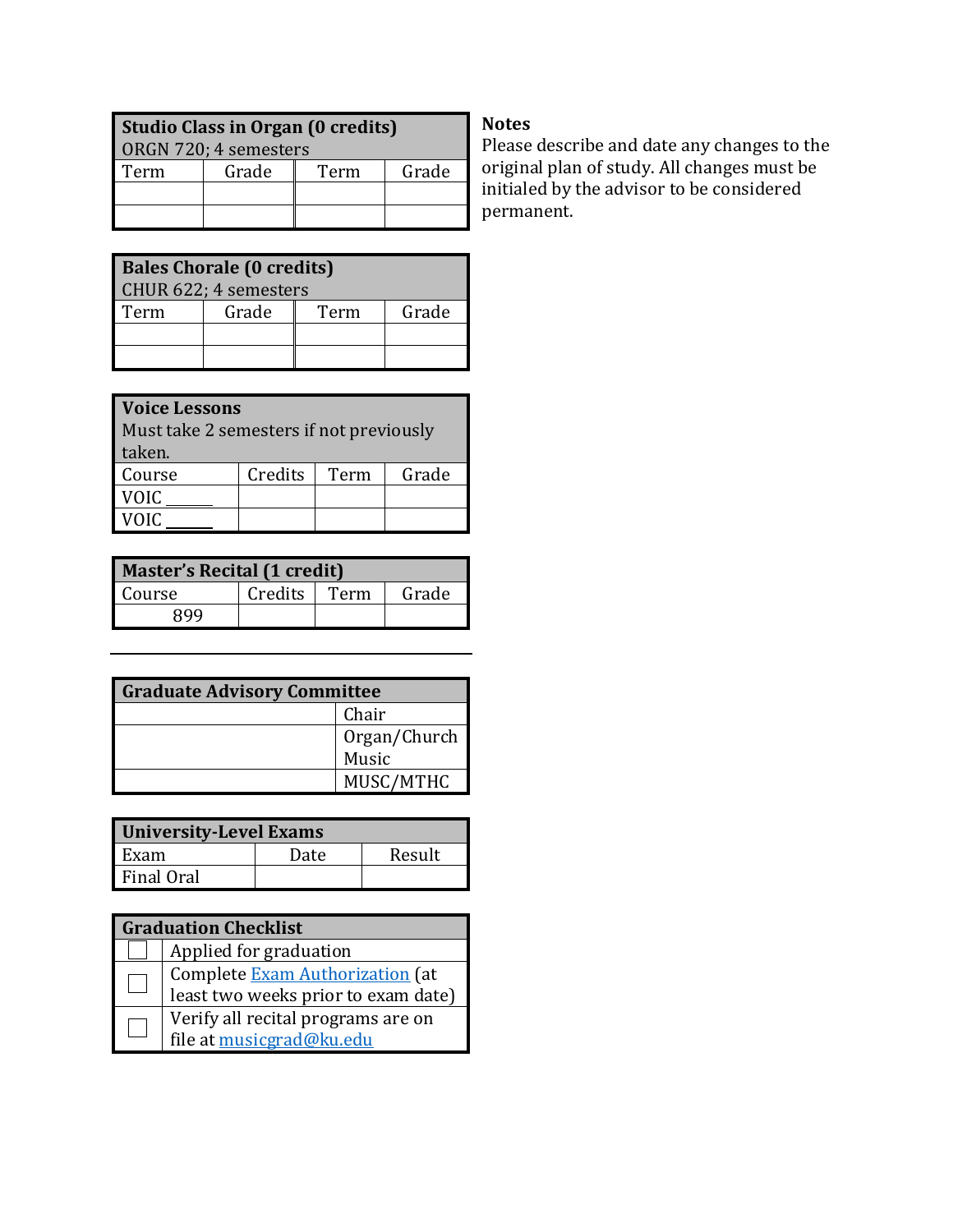| **Studio Class in Organ (0 credits)** ORGN 720; 4 semesters | | | |
|---|---|---|---|
| Term | Grade | Term | Grade |
| | | | |
| | | | |

| **Bales Chorale (0 credits)** CHUR 622; 4 semesters | | | |
|---|---|---|---|
| Term | Grade | Term | Grade |
| | | | |
| | | | |

| **Voice Lessons** Must take 2 semesters if not previously taken. | | | |
|---|---|---|---|
| Course | Credits | Term | Grade |
| VOIC ______ | | | |
| VOIC ______ | | | |

| **Master's Recital (1 credit)** | | | |
|---|---|---|---|
| Course | Credits | Term | Grade |
| 899 | | | |

---

| **Graduate Advisory Committee** | |
|---|---|
| | Chair |
| | Organ/Church Music |
| | MUSC/MTHC |

| **University-Level Exams** | | |
|---|---|---|
| Exam | Date | Result |
| Final Oral | | |

| **Graduation Checklist** | |
|---|---|
| ☐ | Applied for graduation |
| ☐ | Complete Exam Authorization (at least two weeks prior to exam date) |
| ☐ | Verify all recital programs are on file at musicgrad@ku.edu |

**Notes**

Please describe and date any changes to the original plan of study. All changes must be initialed by the advisor to be considered permanent.